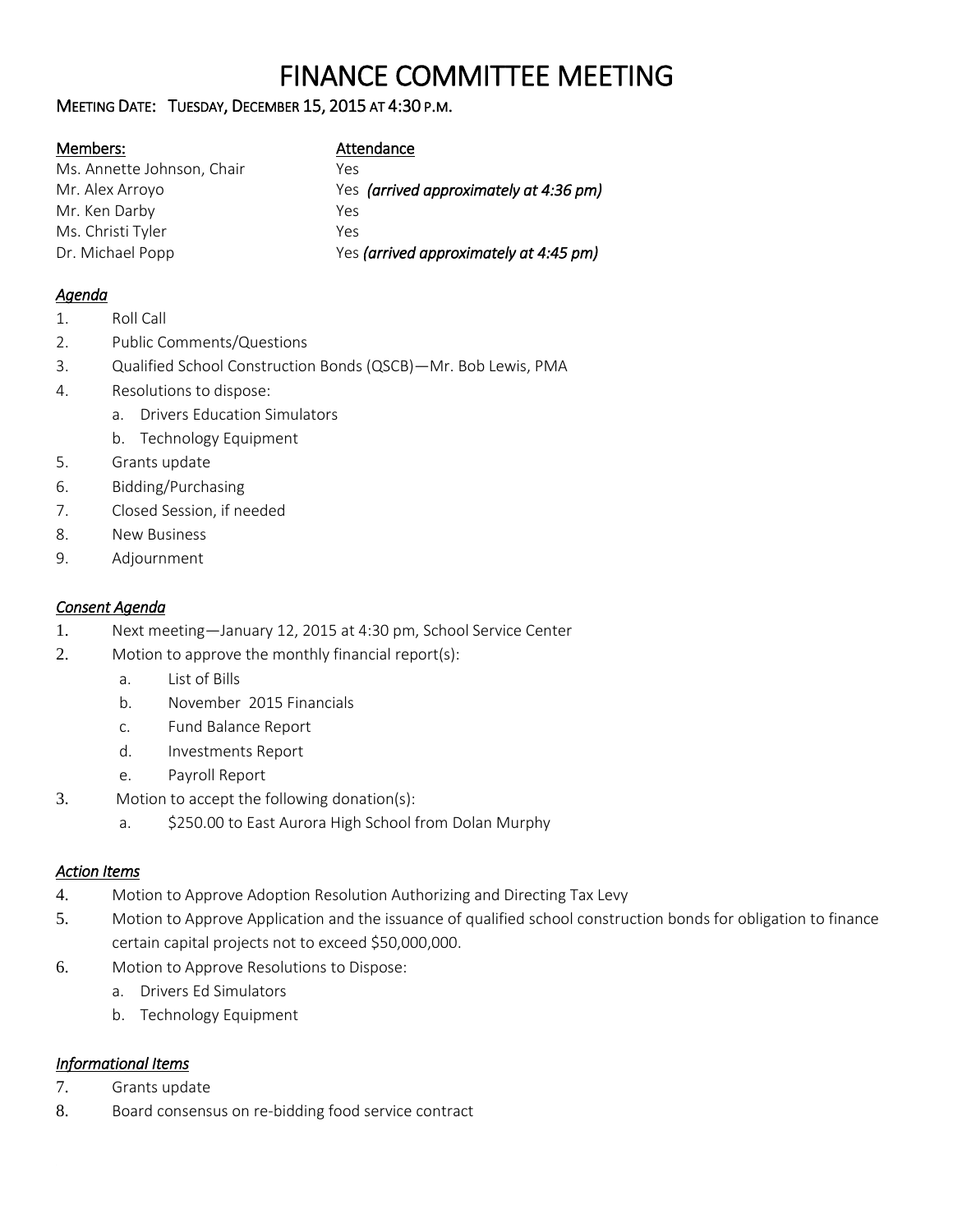# FINANCE COMMITTEE MEETING

MEETING DATE: TUESDAY, DECEMBER 15, 2015 AT 4:30 P.M.

| Members: | Attendance |
|---|---|
| Ms. Annette Johnson, Chair | Yes |
| Mr. Alex Arroyo | Yes *(arrived approximately at 4:36 pm)* |
| Mr. Ken Darby | Yes |
| Ms. Christi Tyler | Yes |
| Dr. Michael Popp | Yes *(arrived approximately at 4:45 pm)* |

## *Agenda*

1. Roll Call
2. Public Comments/Questions
3. Qualified School Construction Bonds (QSCB)—Mr. Bob Lewis, PMA
4. Resolutions to dispose:
   a. Drivers Education Simulators
   b. Technology Equipment
5. Grants update
6. Bidding/Purchasing
7. Closed Session, if needed
8. New Business
9. Adjournment

## *Consent Agenda*

1. Next meeting—January 12, 2015 at 4:30 pm, School Service Center
2. Motion to approve the monthly financial report(s):
   a. List of Bills
   b. November 2015 Financials
   c. Fund Balance Report
   d. Investments Report
   e. Payroll Report
3. Motion to accept the following donation(s):
   a. $250.00 to East Aurora High School from Dolan Murphy

## *Action Items*

4. Motion to Approve Adoption Resolution Authorizing and Directing Tax Levy
5. Motion to Approve Application and the issuance of qualified school construction bonds for obligation to finance certain capital projects not to exceed $50,000,000.
6. Motion to Approve Resolutions to Dispose:
   a. Drivers Ed Simulators
   b. Technology Equipment

## *Informational Items*

7. Grants update
8. Board consensus on re-bidding food service contract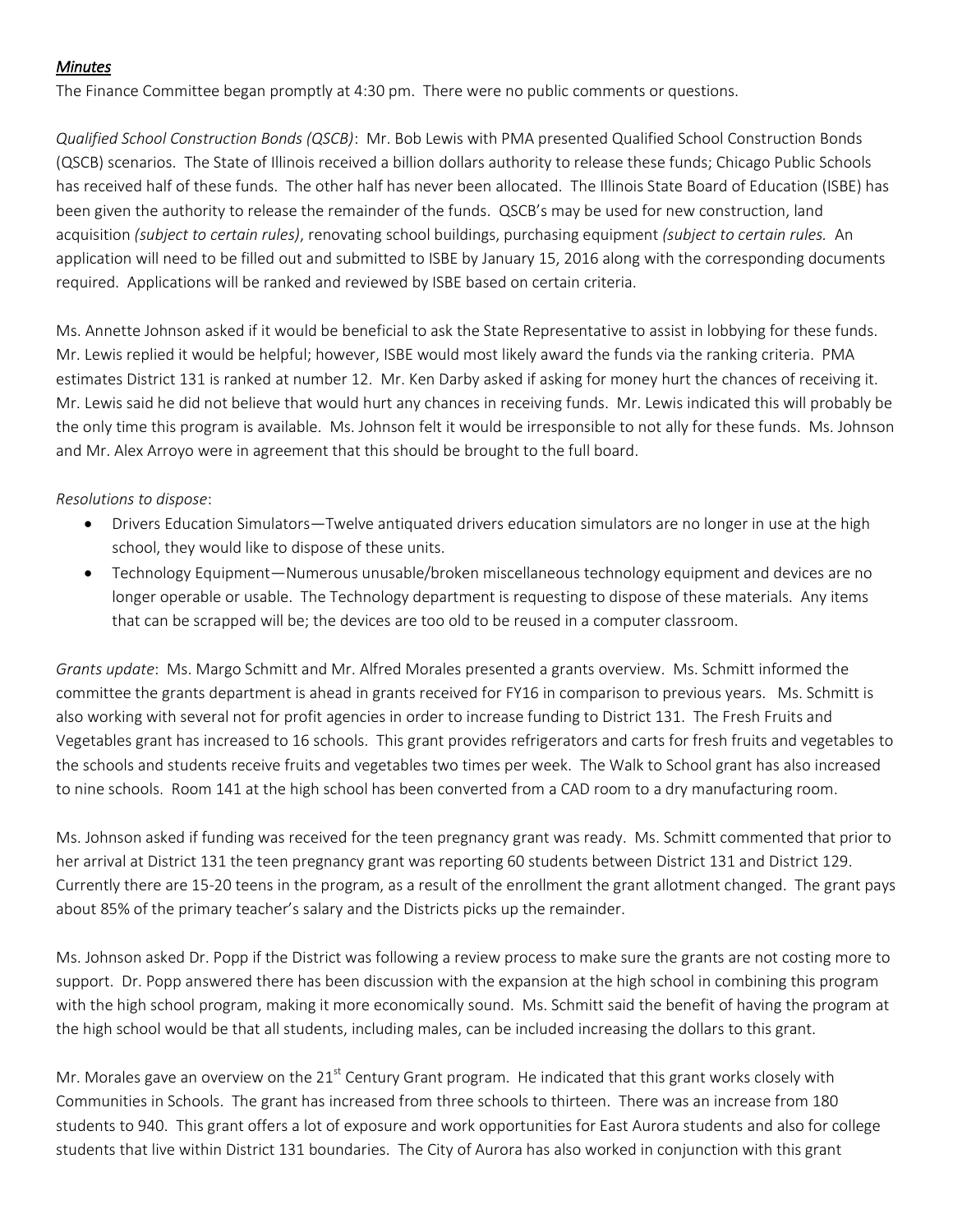***Minutes***

The Finance Committee began promptly at 4:30 pm. There were no public comments or questions.

*Qualified School Construction Bonds (QSCB)*: Mr. Bob Lewis with PMA presented Qualified School Construction Bonds (QSCB) scenarios. The State of Illinois received a billion dollars authority to release these funds; Chicago Public Schools has received half of these funds. The other half has never been allocated. The Illinois State Board of Education (ISBE) has been given the authority to release the remainder of the funds. QSCB's may be used for new construction, land acquisition *(subject to certain rules)*, renovating school buildings, purchasing equipment *(subject to certain rules.* An application will need to be filled out and submitted to ISBE by January 15, 2016 along with the corresponding documents required. Applications will be ranked and reviewed by ISBE based on certain criteria.

Ms. Annette Johnson asked if it would be beneficial to ask the State Representative to assist in lobbying for these funds. Mr. Lewis replied it would be helpful; however, ISBE would most likely award the funds via the ranking criteria. PMA estimates District 131 is ranked at number 12. Mr. Ken Darby asked if asking for money hurt the chances of receiving it. Mr. Lewis said he did not believe that would hurt any chances in receiving funds. Mr. Lewis indicated this will probably be the only time this program is available. Ms. Johnson felt it would be irresponsible to not ally for these funds. Ms. Johnson and Mr. Alex Arroyo were in agreement that this should be brought to the full board.

*Resolutions to dispose*:

- Drivers Education Simulators—Twelve antiquated drivers education simulators are no longer in use at the high school, they would like to dispose of these units.
- Technology Equipment—Numerous unusable/broken miscellaneous technology equipment and devices are no longer operable or usable. The Technology department is requesting to dispose of these materials. Any items that can be scrapped will be; the devices are too old to be reused in a computer classroom.

*Grants update*: Ms. Margo Schmitt and Mr. Alfred Morales presented a grants overview. Ms. Schmitt informed the committee the grants department is ahead in grants received for FY16 in comparison to previous years. Ms. Schmitt is also working with several not for profit agencies in order to increase funding to District 131. The Fresh Fruits and Vegetables grant has increased to 16 schools. This grant provides refrigerators and carts for fresh fruits and vegetables to the schools and students receive fruits and vegetables two times per week. The Walk to School grant has also increased to nine schools. Room 141 at the high school has been converted from a CAD room to a dry manufacturing room.

Ms. Johnson asked if funding was received for the teen pregnancy grant was ready. Ms. Schmitt commented that prior to her arrival at District 131 the teen pregnancy grant was reporting 60 students between District 131 and District 129. Currently there are 15-20 teens in the program, as a result of the enrollment the grant allotment changed. The grant pays about 85% of the primary teacher's salary and the Districts picks up the remainder.

Ms. Johnson asked Dr. Popp if the District was following a review process to make sure the grants are not costing more to support. Dr. Popp answered there has been discussion with the expansion at the high school in combining this program with the high school program, making it more economically sound. Ms. Schmitt said the benefit of having the program at the high school would be that all students, including males, can be included increasing the dollars to this grant.

Mr. Morales gave an overview on the 21st Century Grant program. He indicated that this grant works closely with Communities in Schools. The grant has increased from three schools to thirteen. There was an increase from 180 students to 940. This grant offers a lot of exposure and work opportunities for East Aurora students and also for college students that live within District 131 boundaries. The City of Aurora has also worked in conjunction with this grant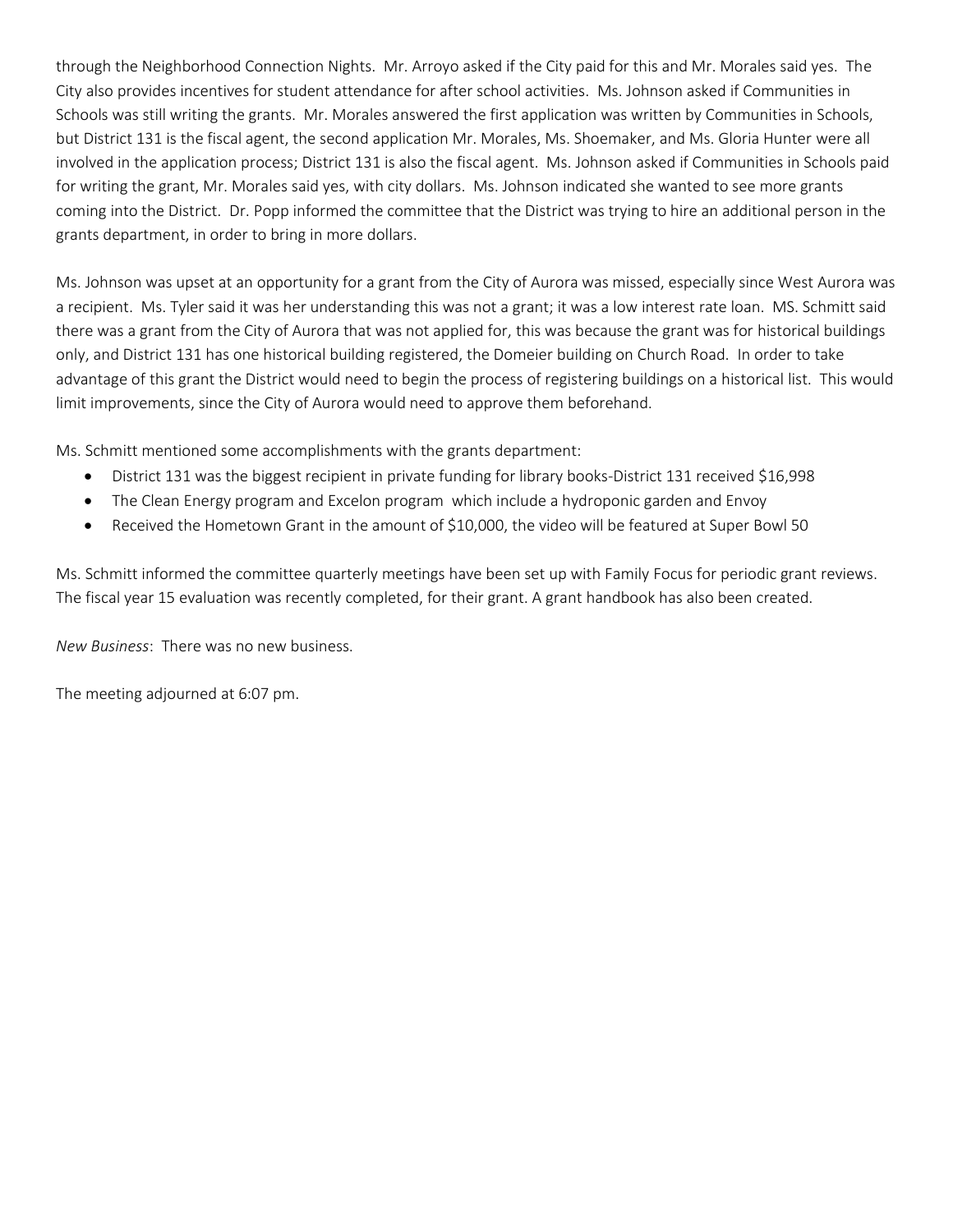through the Neighborhood Connection Nights. Mr. Arroyo asked if the City paid for this and Mr. Morales said yes. The City also provides incentives for student attendance for after school activities. Ms. Johnson asked if Communities in Schools was still writing the grants. Mr. Morales answered the first application was written by Communities in Schools, but District 131 is the fiscal agent, the second application Mr. Morales, Ms. Shoemaker, and Ms. Gloria Hunter were all involved in the application process; District 131 is also the fiscal agent. Ms. Johnson asked if Communities in Schools paid for writing the grant, Mr. Morales said yes, with city dollars. Ms. Johnson indicated she wanted to see more grants coming into the District. Dr. Popp informed the committee that the District was trying to hire an additional person in the grants department, in order to bring in more dollars.

Ms. Johnson was upset at an opportunity for a grant from the City of Aurora was missed, especially since West Aurora was a recipient. Ms. Tyler said it was her understanding this was not a grant; it was a low interest rate loan. MS. Schmitt said there was a grant from the City of Aurora that was not applied for, this was because the grant was for historical buildings only, and District 131 has one historical building registered, the Domeier building on Church Road. In order to take advantage of this grant the District would need to begin the process of registering buildings on a historical list. This would limit improvements, since the City of Aurora would need to approve them beforehand.

Ms. Schmitt mentioned some accomplishments with the grants department:

- District 131 was the biggest recipient in private funding for library books-District 131 received $16,998
- The Clean Energy program and Excelon program which include a hydroponic garden and Envoy
- Received the Hometown Grant in the amount of $10,000, the video will be featured at Super Bowl 50

Ms. Schmitt informed the committee quarterly meetings have been set up with Family Focus for periodic grant reviews. The fiscal year 15 evaluation was recently completed, for their grant. A grant handbook has also been created.

*New Business*: There was no new business.

The meeting adjourned at 6:07 pm.